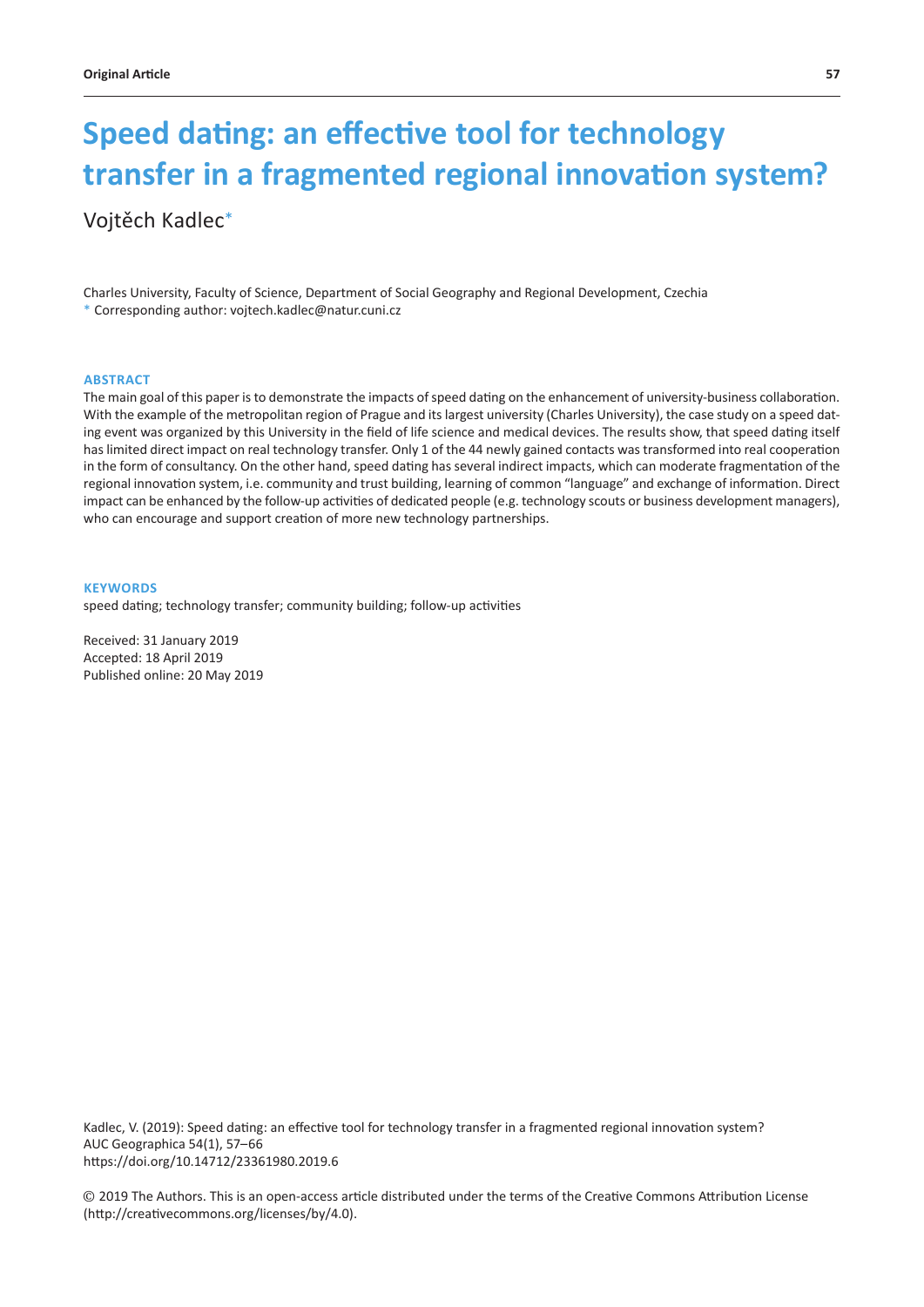# Speed dating: an effective tool for technology transfer in a fragmented regional innovation system?

Vojtěch Kadlec*

Charles University, Faculty of Science, Department of Social Geography and Regional Development, Czechia
* Corresponding author: vojtech.kadlec@natur.cuni.cz

## ABSTRACT

The main goal of this paper is to demonstrate the impacts of speed dating on the enhancement of university-business collaboration. With the example of the metropolitan region of Prague and its largest university (Charles University), the case study on a speed dating event was organized by this University in the field of life science and medical devices. The results show, that speed dating itself has limited direct impact on real technology transfer. Only 1 of the 44 newly gained contacts was transformed into real cooperation in the form of consultancy. On the other hand, speed dating has several indirect impacts, which can moderate fragmentation of the regional innovation system, i.e. community and trust building, learning of common "language" and exchange of information. Direct impact can be enhanced by the follow-up activities of dedicated people (e.g. technology scouts or business development managers), who can encourage and support creation of more new technology partnerships.

## KEYWORDS

speed dating; technology transfer; community building; follow-up activities

Received: 31 January 2019
Accepted: 18 April 2019
Published online: 20 May 2019

Kadlec, V. (2019): Speed dating: an effective tool for technology transfer in a fragmented regional innovation system?
AUC Geographica 54(1), 57–66
https://doi.org/10.14712/23361980.2019.6

© 2019 The Authors. This is an open-access article distributed under the terms of the Creative Commons Attribution License (http://creativecommons.org/licenses/by/4.0).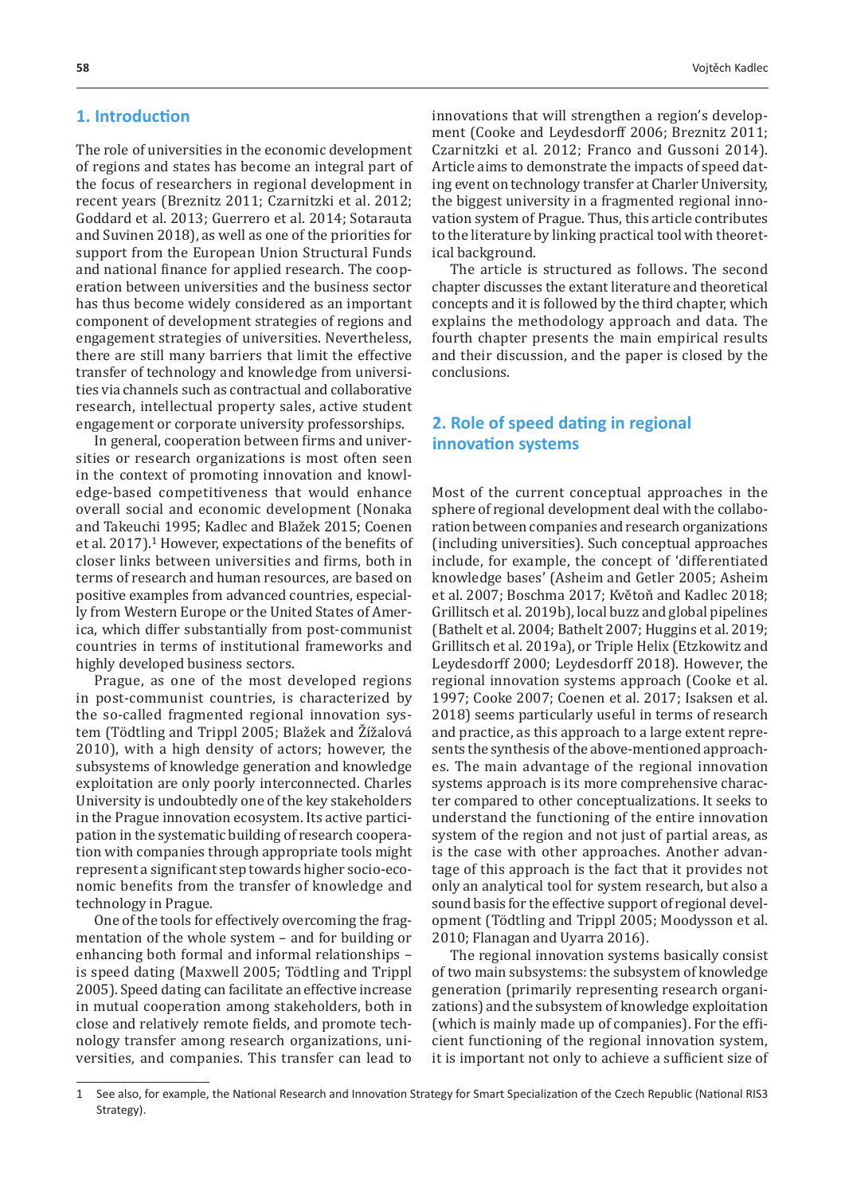## 1. Introduction

The role of universities in the economic development of regions and states has become an integral part of the focus of researchers in regional development in recent years (Breznitz 2011; Czarnitzki et al. 2012; Goddard et al. 2013; Guerrero et al. 2014; Sotarauta and Suvinen 2018), as well as one of the priorities for support from the European Union Structural Funds and national finance for applied research. The cooperation between universities and the business sector has thus become widely considered as an important component of development strategies of regions and engagement strategies of universities. Nevertheless, there are still many barriers that limit the effective transfer of technology and knowledge from universities via channels such as contractual and collaborative research, intellectual property sales, active student engagement or corporate university professorships.

In general, cooperation between firms and universities or research organizations is most often seen in the context of promoting innovation and knowledge-based competitiveness that would enhance overall social and economic development (Nonaka and Takeuchi 1995; Kadlec and Blažek 2015; Coenen et al. 2017).[1] However, expectations of the benefits of closer links between universities and firms, both in terms of research and human resources, are based on positive examples from advanced countries, especially from Western Europe or the United States of America, which differ substantially from post-communist countries in terms of institutional frameworks and highly developed business sectors.

Prague, as one of the most developed regions in post-communist countries, is characterized by the so-called fragmented regional innovation system (Tödtling and Trippl 2005; Blažek and Žížalová 2010), with a high density of actors; however, the subsystems of knowledge generation and knowledge exploitation are only poorly interconnected. Charles University is undoubtedly one of the key stakeholders in the Prague innovation ecosystem. Its active participation in the systematic building of research cooperation with companies through appropriate tools might represent a significant step towards higher socio-economic benefits from the transfer of knowledge and technology in Prague.

One of the tools for effectively overcoming the fragmentation of the whole system – and for building or enhancing both formal and informal relationships – is speed dating (Maxwell 2005; Tödtling and Trippl 2005). Speed dating can facilitate an effective increase in mutual cooperation among stakeholders, both in close and relatively remote fields, and promote technology transfer among research organizations, universities, and companies. This transfer can lead to innovations that will strengthen a region's development (Cooke and Leydesdorff 2006; Breznitz 2011; Czarnitzki et al. 2012; Franco and Gussoni 2014). Article aims to demonstrate the impacts of speed dating event on technology transfer at Charler University, the biggest university in a fragmented regional innovation system of Prague. Thus, this article contributes to the literature by linking practical tool with theoretical background.

The article is structured as follows. The second chapter discusses the extant literature and theoretical concepts and it is followed by the third chapter, which explains the methodology approach and data. The fourth chapter presents the main empirical results and their discussion, and the paper is closed by the conclusions.

## 2. Role of speed dating in regional innovation systems

Most of the current conceptual approaches in the sphere of regional development deal with the collaboration between companies and research organizations (including universities). Such conceptual approaches include, for example, the concept of 'differentiated knowledge bases' (Asheim and Getler 2005; Asheim et al. 2007; Boschma 2017; Květoň and Kadlec 2018; Grillitsch et al. 2019b), local buzz and global pipelines (Bathelt et al. 2004; Bathelt 2007; Huggins et al. 2019; Grillitsch et al. 2019a), or Triple Helix (Etzkowitz and Leydesdorff 2000; Leydesdorff 2018). However, the regional innovation systems approach (Cooke et al. 1997; Cooke 2007; Coenen et al. 2017; Isaksen et al. 2018) seems particularly useful in terms of research and practice, as this approach to a large extent represents the synthesis of the above-mentioned approaches. The main advantage of the regional innovation systems approach is its more comprehensive character compared to other conceptualizations. It seeks to understand the functioning of the entire innovation system of the region and not just of partial areas, as is the case with other approaches. Another advantage of this approach is the fact that it provides not only an analytical tool for system research, but also a sound basis for the effective support of regional development (Tödtling and Trippl 2005; Moodysson et al. 2010; Flanagan and Uyarra 2016).

The regional innovation systems basically consist of two main subsystems: the subsystem of knowledge generation (primarily representing research organizations) and the subsystem of knowledge exploitation (which is mainly made up of companies). For the efficient functioning of the regional innovation system, it is important not only to achieve a sufficient size of

[1] See also, for example, the National Research and Innovation Strategy for Smart Specialization of the Czech Republic (National RIS3 Strategy).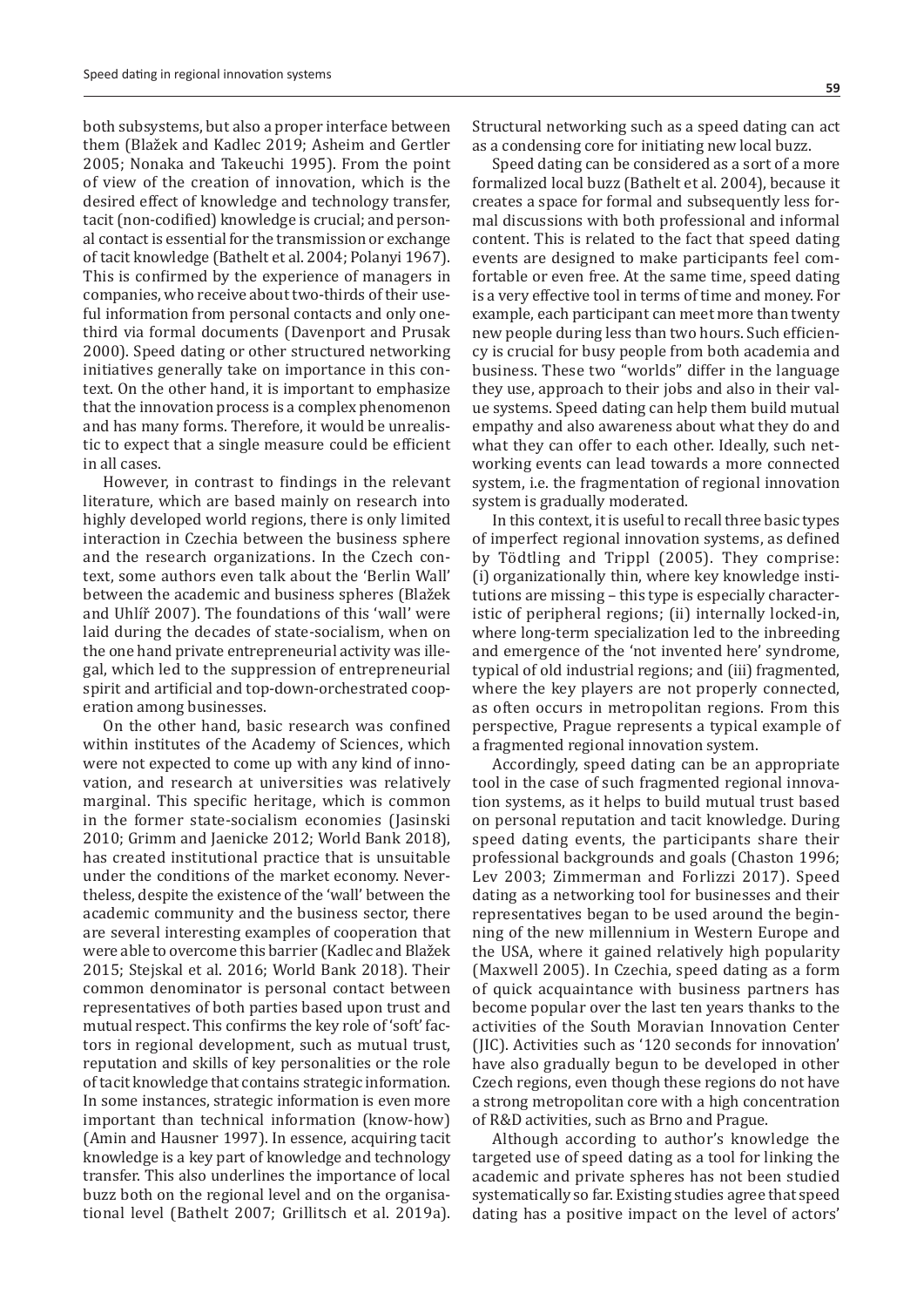both subsystems, but also a proper interface between them (Blažek and Kadlec 2019; Asheim and Gertler 2005; Nonaka and Takeuchi 1995). From the point of view of the creation of innovation, which is the desired effect of knowledge and technology transfer, tacit (non-codified) knowledge is crucial; and personal contact is essential for the transmission or exchange of tacit knowledge (Bathelt et al. 2004; Polanyi 1967). This is confirmed by the experience of managers in companies, who receive about two-thirds of their useful information from personal contacts and only one-third via formal documents (Davenport and Prusak 2000). Speed dating or other structured networking initiatives generally take on importance in this context. On the other hand, it is important to emphasize that the innovation process is a complex phenomenon and has many forms. Therefore, it would be unrealistic to expect that a single measure could be efficient in all cases.

However, in contrast to findings in the relevant literature, which are based mainly on research into highly developed world regions, there is only limited interaction in Czechia between the business sphere and the research organizations. In the Czech context, some authors even talk about the 'Berlin Wall' between the academic and business spheres (Blažek and Uhlíř 2007). The foundations of this 'wall' were laid during the decades of state-socialism, when on the one hand private entrepreneurial activity was illegal, which led to the suppression of entrepreneurial spirit and artificial and top-down-orchestrated cooperation among businesses.

On the other hand, basic research was confined within institutes of the Academy of Sciences, which were not expected to come up with any kind of innovation, and research at universities was relatively marginal. This specific heritage, which is common in the former state-socialism economies (Jasinski 2010; Grimm and Jaenicke 2012; World Bank 2018), has created institutional practice that is unsuitable under the conditions of the market economy. Nevertheless, despite the existence of the 'wall' between the academic community and the business sector, there are several interesting examples of cooperation that were able to overcome this barrier (Kadlec and Blažek 2015; Stejskal et al. 2016; World Bank 2018). Their common denominator is personal contact between representatives of both parties based upon trust and mutual respect. This confirms the key role of 'soft' factors in regional development, such as mutual trust, reputation and skills of key personalities or the role of tacit knowledge that contains strategic information. In some instances, strategic information is even more important than technical information (know-how) (Amin and Hausner 1997). In essence, acquiring tacit knowledge is a key part of knowledge and technology transfer. This also underlines the importance of local buzz both on the regional level and on the organisational level (Bathelt 2007; Grillitsch et al. 2019a). Structural networking such as a speed dating can act as a condensing core for initiating new local buzz.

Speed dating can be considered as a sort of a more formalized local buzz (Bathelt et al. 2004), because it creates a space for formal and subsequently less formal discussions with both professional and informal content. This is related to the fact that speed dating events are designed to make participants feel comfortable or even free. At the same time, speed dating is a very effective tool in terms of time and money. For example, each participant can meet more than twenty new people during less than two hours. Such efficiency is crucial for busy people from both academia and business. These two "worlds" differ in the language they use, approach to their jobs and also in their value systems. Speed dating can help them build mutual empathy and also awareness about what they do and what they can offer to each other. Ideally, such networking events can lead towards a more connected system, i.e. the fragmentation of regional innovation system is gradually moderated.

In this context, it is useful to recall three basic types of imperfect regional innovation systems, as defined by Tödtling and Trippl (2005). They comprise: (i) organizationally thin, where key knowledge institutions are missing – this type is especially characteristic of peripheral regions; (ii) internally locked-in, where long-term specialization led to the inbreeding and emergence of the 'not invented here' syndrome, typical of old industrial regions; and (iii) fragmented, where the key players are not properly connected, as often occurs in metropolitan regions. From this perspective, Prague represents a typical example of a fragmented regional innovation system.

Accordingly, speed dating can be an appropriate tool in the case of such fragmented regional innovation systems, as it helps to build mutual trust based on personal reputation and tacit knowledge. During speed dating events, the participants share their professional backgrounds and goals (Chaston 1996; Lev 2003; Zimmerman and Forlizzi 2017). Speed dating as a networking tool for businesses and their representatives began to be used around the beginning of the new millennium in Western Europe and the USA, where it gained relatively high popularity (Maxwell 2005). In Czechia, speed dating as a form of quick acquaintance with business partners has become popular over the last ten years thanks to the activities of the South Moravian Innovation Center (JIC). Activities such as '120 seconds for innovation' have also gradually begun to be developed in other Czech regions, even though these regions do not have a strong metropolitan core with a high concentration of R&D activities, such as Brno and Prague.

Although according to author's knowledge the targeted use of speed dating as a tool for linking the academic and private spheres has not been studied systematically so far. Existing studies agree that speed dating has a positive impact on the level of actors'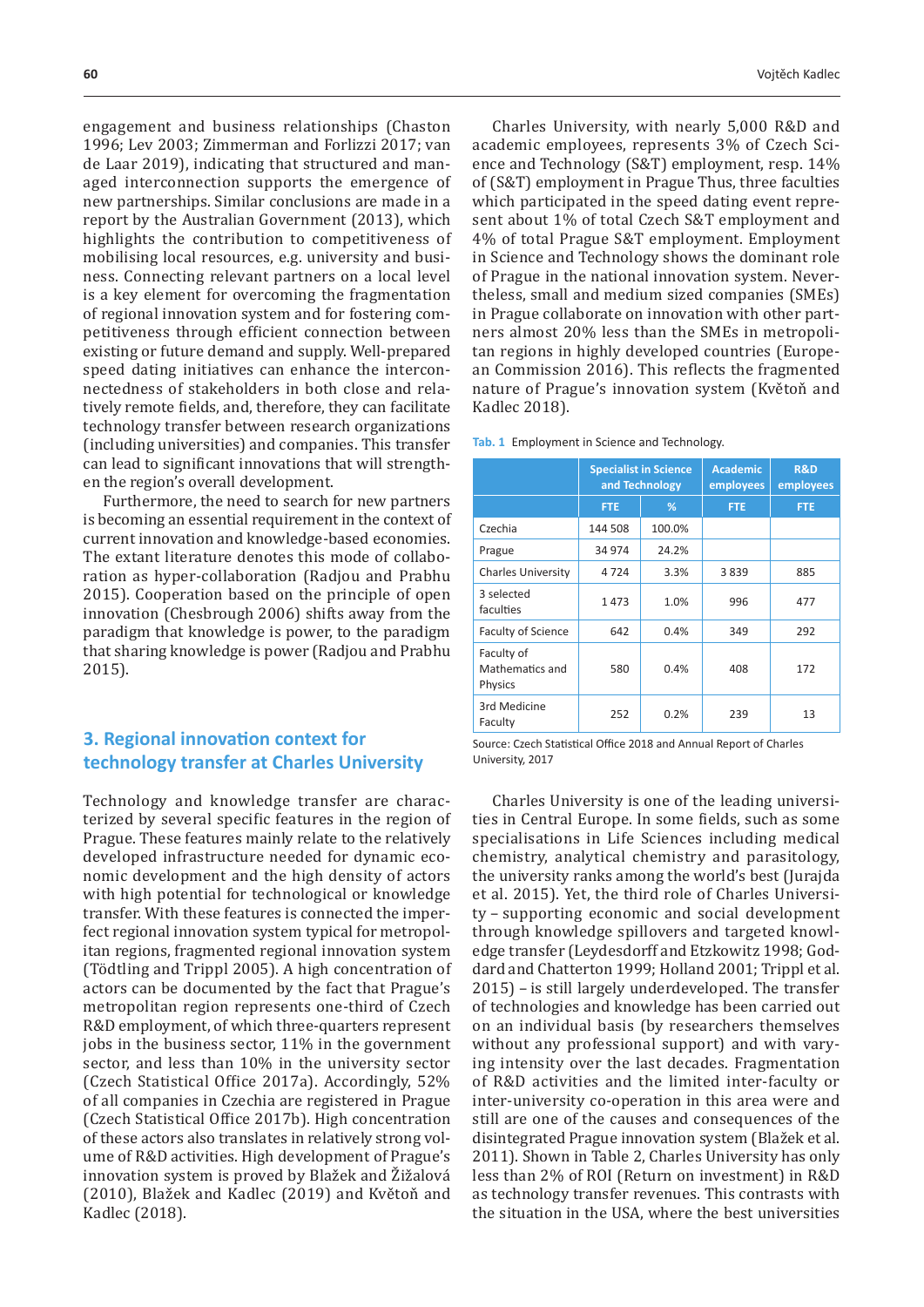engagement and business relationships (Chaston 1996; Lev 2003; Zimmerman and Forlizzi 2017; van de Laar 2019), indicating that structured and managed interconnection supports the emergence of new partnerships. Similar conclusions are made in a report by the Australian Government (2013), which highlights the contribution to competitiveness of mobilising local resources, e.g. university and business. Connecting relevant partners on a local level is a key element for overcoming the fragmentation of regional innovation system and for fostering competitiveness through efficient connection between existing or future demand and supply. Well-prepared speed dating initiatives can enhance the interconnectedness of stakeholders in both close and relatively remote fields, and, therefore, they can facilitate technology transfer between research organizations (including universities) and companies. This transfer can lead to significant innovations that will strengthen the region's overall development.

Furthermore, the need to search for new partners is becoming an essential requirement in the context of current innovation and knowledge-based economies. The extant literature denotes this mode of collaboration as hyper-collaboration (Radjou and Prabhu 2015). Cooperation based on the principle of open innovation (Chesbrough 2006) shifts away from the paradigm that knowledge is power, to the paradigm that sharing knowledge is power (Radjou and Prabhu 2015).

## 3. Regional innovation context for technology transfer at Charles University

Technology and knowledge transfer are characterized by several specific features in the region of Prague. These features mainly relate to the relatively developed infrastructure needed for dynamic economic development and the high density of actors with high potential for technological or knowledge transfer. With these features is connected the imperfect regional innovation system typical for metropolitan regions, fragmented regional innovation system (Tödtling and Trippl 2005). A high concentration of actors can be documented by the fact that Prague's metropolitan region represents one-third of Czech R&D employment, of which three-quarters represent jobs in the business sector, 11% in the government sector, and less than 10% in the university sector (Czech Statistical Office 2017a). Accordingly, 52% of all companies in Czechia are registered in Prague (Czech Statistical Office 2017b). High concentration of these actors also translates in relatively strong volume of R&D activities. High development of Prague's innovation system is proved by Blažek and Žižalová (2010), Blažek and Kadlec (2019) and Květoň and Kadlec (2018).

Charles University, with nearly 5,000 R&D and academic employees, represents 3% of Czech Science and Technology (S&T) employment, resp. 14% of (S&T) employment in Prague Thus, three faculties which participated in the speed dating event represent about 1% of total Czech S&T employment and 4% of total Prague S&T employment. Employment in Science and Technology shows the dominant role of Prague in the national innovation system. Nevertheless, small and medium sized companies (SMEs) in Prague collaborate on innovation with other partners almost 20% less than the SMEs in metropolitan regions in highly developed countries (European Commission 2016). This reflects the fragmented nature of Prague's innovation system (Květoň and Kadlec 2018).

**Tab. 1** Employment in Science and Technology.

| | Specialist in Science and Technology | | Academic employees | R&D employees |
|---|---|---|---|---|
| | FTE | % | FTE | FTE |
| Czechia | 144 508 | 100.0% | | |
| Prague | 34 974 | 24.2% | | |
| Charles University | 4 724 | 3.3% | 3 839 | 885 |
| 3 selected faculties | 1 473 | 1.0% | 996 | 477 |
| Faculty of Science | 642 | 0.4% | 349 | 292 |
| Faculty of Mathematics and Physics | 580 | 0.4% | 408 | 172 |
| 3rd Medicine Faculty | 252 | 0.2% | 239 | 13 |

Source: Czech Statistical Office 2018 and Annual Report of Charles University, 2017

Charles University is one of the leading universities in Central Europe. In some fields, such as some specialisations in Life Sciences including medical chemistry, analytical chemistry and parasitology, the university ranks among the world's best (Jurajda et al. 2015). Yet, the third role of Charles University – supporting economic and social development through knowledge spillovers and targeted knowledge transfer (Leydesdorff and Etzkowitz 1998; Goddard and Chatterton 1999; Holland 2001; Trippl et al. 2015) – is still largely underdeveloped. The transfer of technologies and knowledge has been carried out on an individual basis (by researchers themselves without any professional support) and with varying intensity over the last decades. Fragmentation of R&D activities and the limited inter-faculty or inter-university co-operation in this area were and still are one of the causes and consequences of the disintegrated Prague innovation system (Blažek et al. 2011). Shown in Table 2, Charles University has only less than 2% of ROI (Return on investment) in R&D as technology transfer revenues. This contrasts with the situation in the USA, where the best universities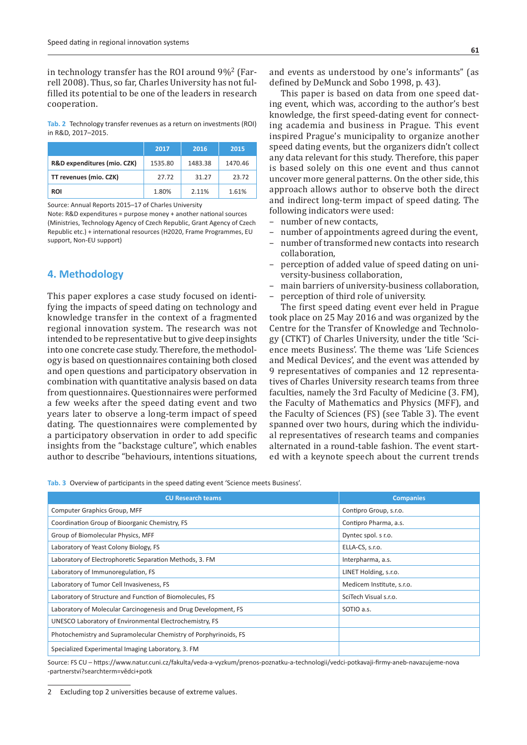in technology transfer has the ROI around 9%[2] (Farrell 2008). Thus, so far, Charles University has not fulfilled its potential to be one of the leaders in research cooperation.

**Tab. 2** Technology transfer revenues as a return on investments (ROI) in R&D, 2017–2015.

| | 2017 | 2016 | 2015 |
|---|---|---|---|
| **R&D expenditures (mio. CZK)** | 1535.80 | 1483.38 | 1470.46 |
| **TT revenues (mio. CZK)** | 27.72 | 31.27 | 23.72 |
| **ROI** | 1.80% | 2.11% | 1.61% |

Source: Annual Reports 2015–17 of Charles University
Note: R&D expenditures = purpose money + another national sources (Ministries, Technology Agency of Czech Republic, Grant Agency of Czech Republic etc.) + international resources (H2020, Frame Programmes, EU support, Non-EU support)

## 4. Methodology

This paper explores a case study focused on identifying the impacts of speed dating on technology and knowledge transfer in the context of a fragmented regional innovation system. The research was not intended to be representative but to give deep insights into one concrete case study. Therefore, the methodology is based on questionnaires containing both closed and open questions and participatory observation in combination with quantitative analysis based on data from questionnaires. Questionnaires were performed a few weeks after the speed dating event and two years later to observe a long-term impact of speed dating. The questionnaires were complemented by a participatory observation in order to add specific insights from the "backstage culture", which enables author to describe "behaviours, intentions situations, and events as understood by one's informants" (as defined by DeMunck and Sobo 1998, p. 43).

This paper is based on data from one speed dating event, which was, according to the author's best knowledge, the first speed-dating event for connecting academia and business in Prague. This event inspired Prague's municipality to organize another speed dating events, but the organizers didn't collect any data relevant for this study. Therefore, this paper is based solely on this one event and thus cannot uncover more general patterns. On the other side, this approach allows author to observe both the direct and indirect long-term impact of speed dating. The following indicators were used:

- number of new contacts,
- number of appointments agreed during the event,
- number of transformed new contacts into research collaboration,
- perception of added value of speed dating on university-business collaboration,
- main barriers of university-business collaboration,
- perception of third role of university.

The first speed dating event ever held in Prague took place on 25 May 2016 and was organized by the Centre for the Transfer of Knowledge and Technology (CTKT) of Charles University, under the title 'Science meets Business'. The theme was 'Life Sciences and Medical Devices', and the event was attended by 9 representatives of companies and 12 representatives of Charles University research teams from three faculties, namely the 3rd Faculty of Medicine (3. FM), the Faculty of Mathematics and Physics (MFF), and the Faculty of Sciences (FS) (see Table 3). The event spanned over two hours, during which the individual representatives of research teams and companies alternated in a round-table fashion. The event started with a keynote speech about the current trends

**Tab. 3** Overview of participants in the speed dating event 'Science meets Business'.

| CU Research teams | Companies |
|---|---|
| Computer Graphics Group, MFF | Contipro Group, s.r.o. |
| Coordination Group of Bioorganic Chemistry, FS | Contipro Pharma, a.s. |
| Group of Biomolecular Physics, MFF | Dyntec spol. s r.o. |
| Laboratory of Yeast Colony Biology, FS | ELLA-CS, s.r.o. |
| Laboratory of Electrophoretic Separation Methods, 3. FM | Interpharma, a.s. |
| Laboratory of Immunoregulation, FS | LINET Holding, s.r.o. |
| Laboratory of Tumor Cell Invasiveness, FS | Medicem Institute, s.r.o. |
| Laboratory of Structure and Function of Biomolecules, FS | SciTech Visual s.r.o. |
| Laboratory of Molecular Carcinogenesis and Drug Development, FS | SOTIO a.s. |
| UNESCO Laboratory of Environmental Electrochemistry, FS | |
| Photochemistry and Supramolecular Chemistry of Porphyrinoids, FS | |
| Specialized Experimental Imaging Laboratory, 3. FM | |

Source: FS CU – https://www.natur.cuni.cz/fakulta/veda-a-vyzkum/prenos-poznatku-a-technologii/vedci-potkavaji-firmy-aneb-navazujeme-nova-partnerstvi?searchterm=vědci+potk

[2] Excluding top 2 universities because of extreme values.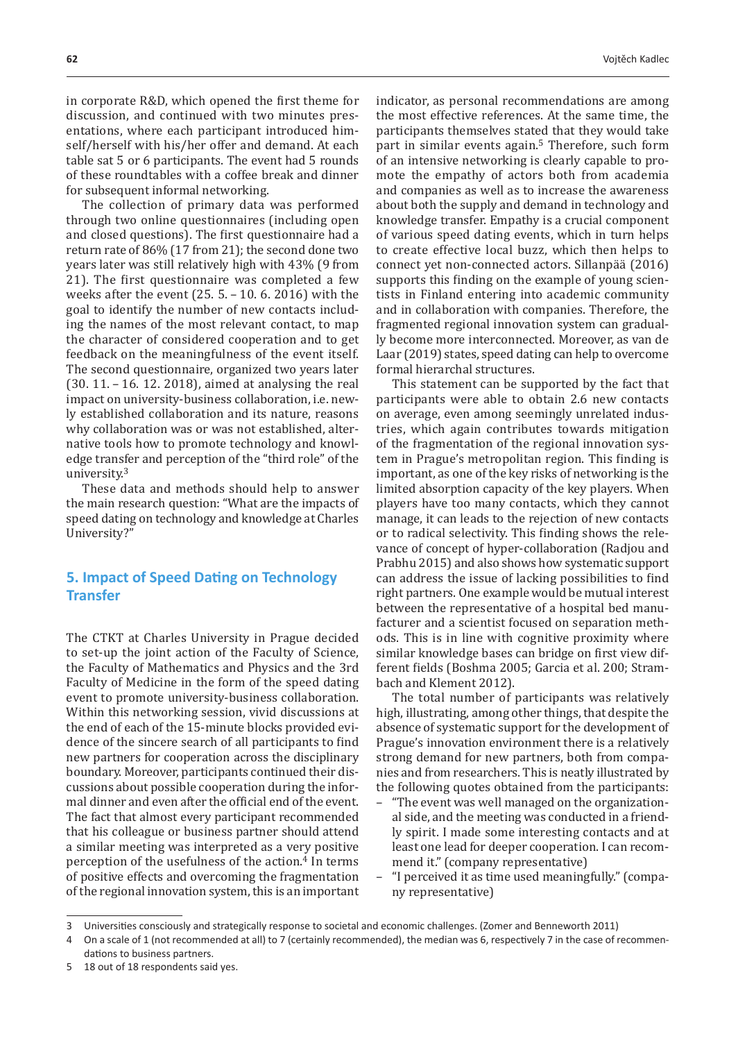in corporate R&D, which opened the first theme for discussion, and continued with two minutes presentations, where each participant introduced himself/herself with his/her offer and demand. At each table sat 5 or 6 participants. The event had 5 rounds of these roundtables with a coffee break and dinner for subsequent informal networking.

The collection of primary data was performed through two online questionnaires (including open and closed questions). The first questionnaire had a return rate of 86% (17 from 21); the second done two years later was still relatively high with 43% (9 from 21). The first questionnaire was completed a few weeks after the event (25. 5. – 10. 6. 2016) with the goal to identify the number of new contacts including the names of the most relevant contact, to map the character of considered cooperation and to get feedback on the meaningfulness of the event itself. The second questionnaire, organized two years later (30. 11. – 16. 12. 2018), aimed at analysing the real impact on university-business collaboration, i.e. newly established collaboration and its nature, reasons why collaboration was or was not established, alternative tools how to promote technology and knowledge transfer and perception of the "third role" of the university.[3]

These data and methods should help to answer the main research question: "What are the impacts of speed dating on technology and knowledge at Charles University?"

## 5. Impact of Speed Dating on Technology Transfer

The CTKT at Charles University in Prague decided to set-up the joint action of the Faculty of Science, the Faculty of Mathematics and Physics and the 3rd Faculty of Medicine in the form of the speed dating event to promote university-business collaboration. Within this networking session, vivid discussions at the end of each of the 15-minute blocks provided evidence of the sincere search of all participants to find new partners for cooperation across the disciplinary boundary. Moreover, participants continued their discussions about possible cooperation during the informal dinner and even after the official end of the event. The fact that almost every participant recommended that his colleague or business partner should attend a similar meeting was interpreted as a very positive perception of the usefulness of the action.[4] In terms of positive effects and overcoming the fragmentation of the regional innovation system, this is an important indicator, as personal recommendations are among the most effective references. At the same time, the participants themselves stated that they would take part in similar events again.[5] Therefore, such form of an intensive networking is clearly capable to promote the empathy of actors both from academia and companies as well as to increase the awareness about both the supply and demand in technology and knowledge transfer. Empathy is a crucial component of various speed dating events, which in turn helps to create effective local buzz, which then helps to connect yet non-connected actors. Sillanpää (2016) supports this finding on the example of young scientists in Finland entering into academic community and in collaboration with companies. Therefore, the fragmented regional innovation system can gradually become more interconnected. Moreover, as van de Laar (2019) states, speed dating can help to overcome formal hierarchal structures.

This statement can be supported by the fact that participants were able to obtain 2.6 new contacts on average, even among seemingly unrelated industries, which again contributes towards mitigation of the fragmentation of the regional innovation system in Prague's metropolitan region. This finding is important, as one of the key risks of networking is the limited absorption capacity of the key players. When players have too many contacts, which they cannot manage, it can leads to the rejection of new contacts or to radical selectivity. This finding shows the relevance of concept of hyper-collaboration (Radjou and Prabhu 2015) and also shows how systematic support can address the issue of lacking possibilities to find right partners. One example would be mutual interest between the representative of a hospital bed manufacturer and a scientist focused on separation methods. This is in line with cognitive proximity where similar knowledge bases can bridge on first view different fields (Boshma 2005; Garcia et al. 200; Strambach and Klement 2012).

The total number of participants was relatively high, illustrating, among other things, that despite the absence of systematic support for the development of Prague's innovation environment there is a relatively strong demand for new partners, both from companies and from researchers. This is neatly illustrated by the following quotes obtained from the participants:

- "The event was well managed on the organizational side, and the meeting was conducted in a friendly spirit. I made some interesting contacts and at least one lead for deeper cooperation. I can recommend it." (company representative)
- "I perceived it as time used meaningfully." (company representative)

---

3 Universities consciously and strategically response to societal and economic challenges. (Zomer and Benneworth 2011)

4 On a scale of 1 (not recommended at all) to 7 (certainly recommended), the median was 6, respectively 7 in the case of recommendations to business partners.

5 18 out of 18 respondents said yes.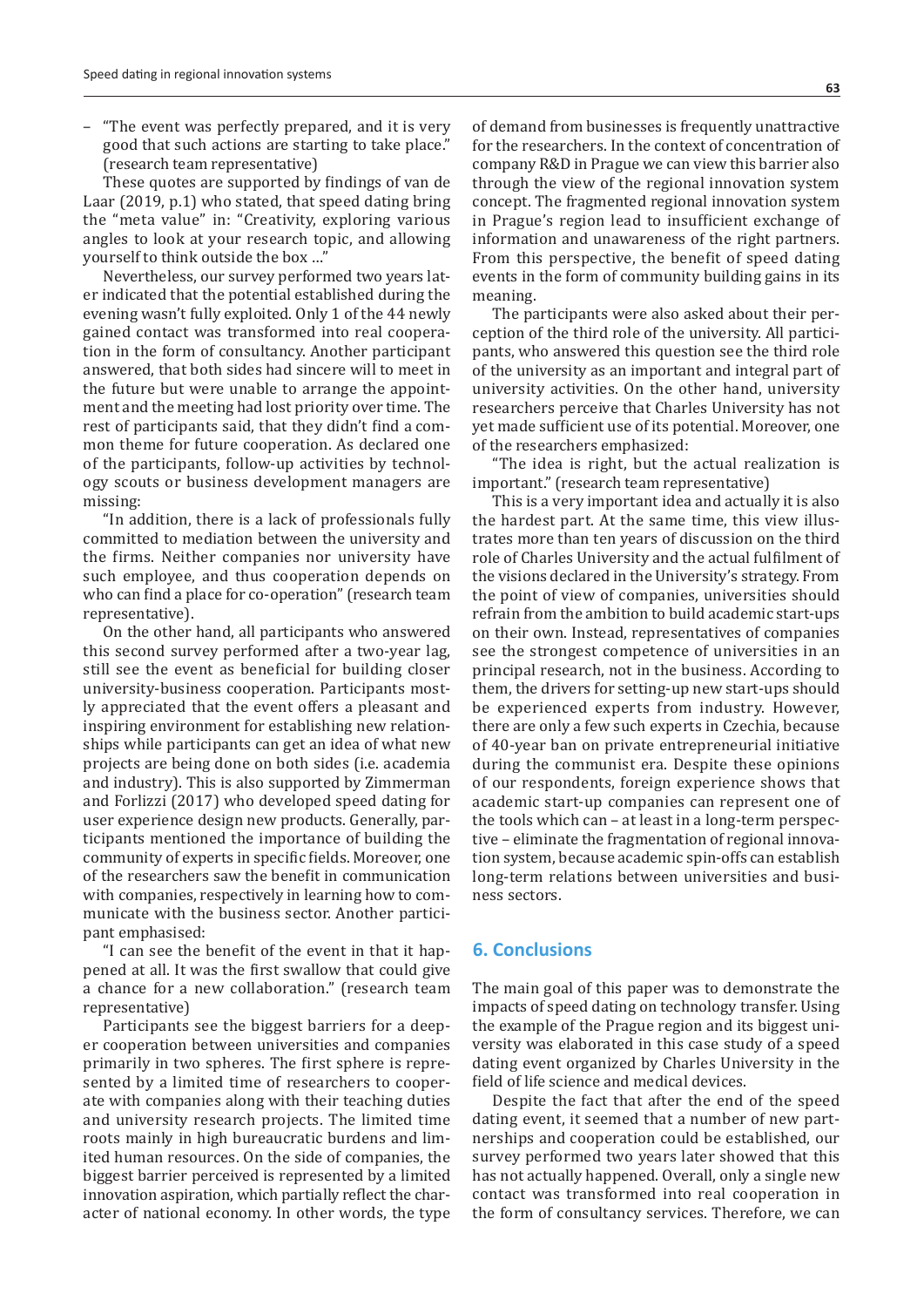– "The event was perfectly prepared, and it is very good that such actions are starting to take place." (research team representative)

These quotes are supported by findings of van de Laar (2019, p.1) who stated, that speed dating bring the "meta value" in: "Creativity, exploring various angles to look at your research topic, and allowing yourself to think outside the box ..."

Nevertheless, our survey performed two years later indicated that the potential established during the evening wasn't fully exploited. Only 1 of the 44 newly gained contact was transformed into real cooperation in the form of consultancy. Another participant answered, that both sides had sincere will to meet in the future but were unable to arrange the appointment and the meeting had lost priority over time. The rest of participants said, that they didn't find a common theme for future cooperation. As declared one of the participants, follow-up activities by technology scouts or business development managers are missing:

"In addition, there is a lack of professionals fully committed to mediation between the university and the firms. Neither companies nor university have such employee, and thus cooperation depends on who can find a place for co-operation" (research team representative).

On the other hand, all participants who answered this second survey performed after a two-year lag, still see the event as beneficial for building closer university-business cooperation. Participants mostly appreciated that the event offers a pleasant and inspiring environment for establishing new relationships while participants can get an idea of what new projects are being done on both sides (i.e. academia and industry). This is also supported by Zimmerman and Forlizzi (2017) who developed speed dating for user experience design new products. Generally, participants mentioned the importance of building the community of experts in specific fields. Moreover, one of the researchers saw the benefit in communication with companies, respectively in learning how to communicate with the business sector. Another participant emphasised:

"I can see the benefit of the event in that it happened at all. It was the first swallow that could give a chance for a new collaboration." (research team representative)

Participants see the biggest barriers for a deeper cooperation between universities and companies primarily in two spheres. The first sphere is represented by a limited time of researchers to cooperate with companies along with their teaching duties and university research projects. The limited time roots mainly in high bureaucratic burdens and limited human resources. On the side of companies, the biggest barrier perceived is represented by a limited innovation aspiration, which partially reflect the character of national economy. In other words, the type of demand from businesses is frequently unattractive for the researchers. In the context of concentration of company R&D in Prague we can view this barrier also through the view of the regional innovation system concept. The fragmented regional innovation system in Prague's region lead to insufficient exchange of information and unawareness of the right partners. From this perspective, the benefit of speed dating events in the form of community building gains in its meaning.

The participants were also asked about their perception of the third role of the university. All participants, who answered this question see the third role of the university as an important and integral part of university activities. On the other hand, university researchers perceive that Charles University has not yet made sufficient use of its potential. Moreover, one of the researchers emphasized:

"The idea is right, but the actual realization is important." (research team representative)

This is a very important idea and actually it is also the hardest part. At the same time, this view illustrates more than ten years of discussion on the third role of Charles University and the actual fulfilment of the visions declared in the University's strategy. From the point of view of companies, universities should refrain from the ambition to build academic start-ups on their own. Instead, representatives of companies see the strongest competence of universities in an principal research, not in the business. According to them, the drivers for setting-up new start-ups should be experienced experts from industry. However, there are only a few such experts in Czechia, because of 40-year ban on private entrepreneurial initiative during the communist era. Despite these opinions of our respondents, foreign experience shows that academic start-up companies can represent one of the tools which can – at least in a long-term perspective – eliminate the fragmentation of regional innovation system, because academic spin-offs can establish long-term relations between universities and business sectors.

## 6. Conclusions

The main goal of this paper was to demonstrate the impacts of speed dating on technology transfer. Using the example of the Prague region and its biggest university was elaborated in this case study of a speed dating event organized by Charles University in the field of life science and medical devices.

Despite the fact that after the end of the speed dating event, it seemed that a number of new partnerships and cooperation could be established, our survey performed two years later showed that this has not actually happened. Overall, only a single new contact was transformed into real cooperation in the form of consultancy services. Therefore, we can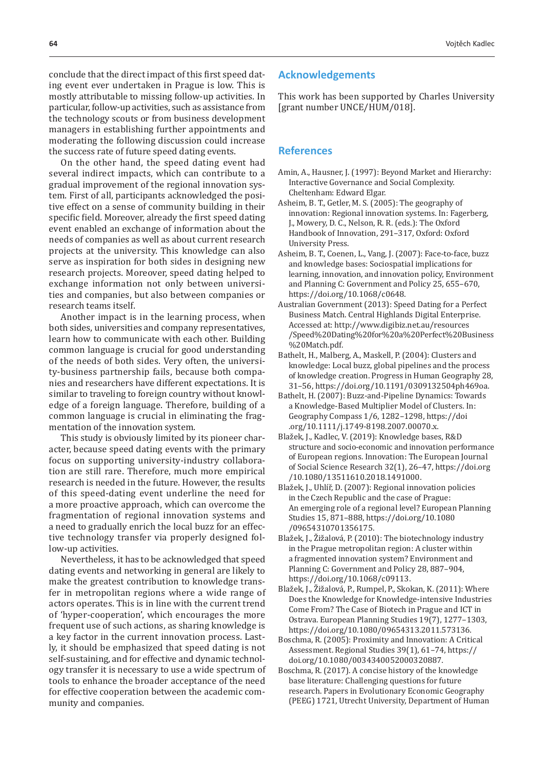conclude that the direct impact of this first speed dating event ever undertaken in Prague is low. This is mostly attributable to missing follow-up activities. In particular, follow-up activities, such as assistance from the technology scouts or from business development managers in establishing further appointments and moderating the following discussion could increase the success rate of future speed dating events.

On the other hand, the speed dating event had several indirect impacts, which can contribute to a gradual improvement of the regional innovation system. First of all, participants acknowledged the positive effect on a sense of community building in their specific field. Moreover, already the first speed dating event enabled an exchange of information about the needs of companies as well as about current research projects at the university. This knowledge can also serve as inspiration for both sides in designing new research projects. Moreover, speed dating helped to exchange information not only between universities and companies, but also between companies or research teams itself.

Another impact is in the learning process, when both sides, universities and company representatives, learn how to communicate with each other. Building common language is crucial for good understanding of the needs of both sides. Very often, the university-business partnership fails, because both companies and researchers have different expectations. It is similar to traveling to foreign country without knowledge of a foreign language. Therefore, building of a common language is crucial in eliminating the fragmentation of the innovation system.

This study is obviously limited by its pioneer character, because speed dating events with the primary focus on supporting university-industry collaboration are still rare. Therefore, much more empirical research is needed in the future. However, the results of this speed-dating event underline the need for a more proactive approach, which can overcome the fragmentation of regional innovation systems and a need to gradually enrich the local buzz for an effective technology transfer via properly designed follow-up activities.

Nevertheless, it has to be acknowledged that speed dating events and networking in general are likely to make the greatest contribution to knowledge transfer in metropolitan regions where a wide range of actors operates. This is in line with the current trend of 'hyper-cooperation', which encourages the more frequent use of such actions, as sharing knowledge is a key factor in the current innovation process. Lastly, it should be emphasized that speed dating is not self-sustaining, and for effective and dynamic technology transfer it is necessary to use a wide spectrum of tools to enhance the broader acceptance of the need for effective cooperation between the academic community and companies.

## Acknowledgements

This work has been supported by Charles University [grant number UNCE/HUM/018].

## References

Amin, A., Hausner, J. (1997): Beyond Market and Hierarchy: Interactive Governance and Social Complexity. Cheltenham: Edward Elgar.

Asheim, B. T., Getler, M. S. (2005): The geography of innovation: Regional innovation systems. In: Fagerberg, J., Mowery, D. C., Nelson, R. R. (eds.): The Oxford Handbook of Innovation, 291–317, Oxford: Oxford University Press.

Asheim, B. T., Coenen, L., Vang, J. (2007): Face-to-face, buzz and knowledge bases: Sociospatial implications for learning, innovation, and innovation policy, Environment and Planning C: Government and Policy 25, 655–670, https://doi.org/10.1068/c0648.

Australian Government (2013): Speed Dating for a Perfect Business Match. Central Highlands Digital Enterprise. Accessed at: http://www.digibiz.net.au/resources/Speed%20Dating%20for%20a%20Perfect%20Business%20Match.pdf.

Bathelt, H., Malberg, A., Maskell, P. (2004): Clusters and knowledge: Local buzz, global pipelines and the process of knowledge creation. Progress in Human Geography 28, 31–56, https://doi.org/10.1191/0309132504ph469oa.

Bathelt, H. (2007): Buzz-and-Pipeline Dynamics: Towards a Knowledge-Based Multiplier Model of Clusters. In: Geography Compass 1/6, 1282–1298, https://doi.org/10.1111/j.1749-8198.2007.00070.x.

Blažek, J., Kadlec, V. (2019): Knowledge bases, R&D structure and socio-economic and innovation performance of European regions. Innovation: The European Journal of Social Science Research 32(1), 26–47, https://doi.org/10.1080/13511610.2018.1491000.

Blažek, J., Uhlíř, D. (2007): Regional innovation policies in the Czech Republic and the case of Prague: An emerging role of a regional level? European Planning Studies 15, 871–888, https://doi.org/10.1080/09654310701356175.

Blažek, J., Žížalová, P. (2010): The biotechnology industry in the Prague metropolitan region: A cluster within a fragmented innovation system? Environment and Planning C: Government and Policy 28, 887–904, https://doi.org/10.1068/c09113.

Blažek, J., Žížalová, P., Rumpel, P., Skokan, K. (2011): Where Does the Knowledge for Knowledge-intensive Industries Come From? The Case of Biotech in Prague and ICT in Ostrava. European Planning Studies 19(7), 1277–1303, https://doi.org/10.1080/09654313.2011.573136.

Boschma, R. (2005): Proximity and Innovation: A Critical Assessment. Regional Studies 39(1), 61–74, https://doi.org/10.1080/0034340052000320887.

Boschma, R. (2017). A concise history of the knowledge base literature: Challenging questions for future research. Papers in Evolutionary Economic Geography (PEEG) 1721, Utrecht University, Department of Human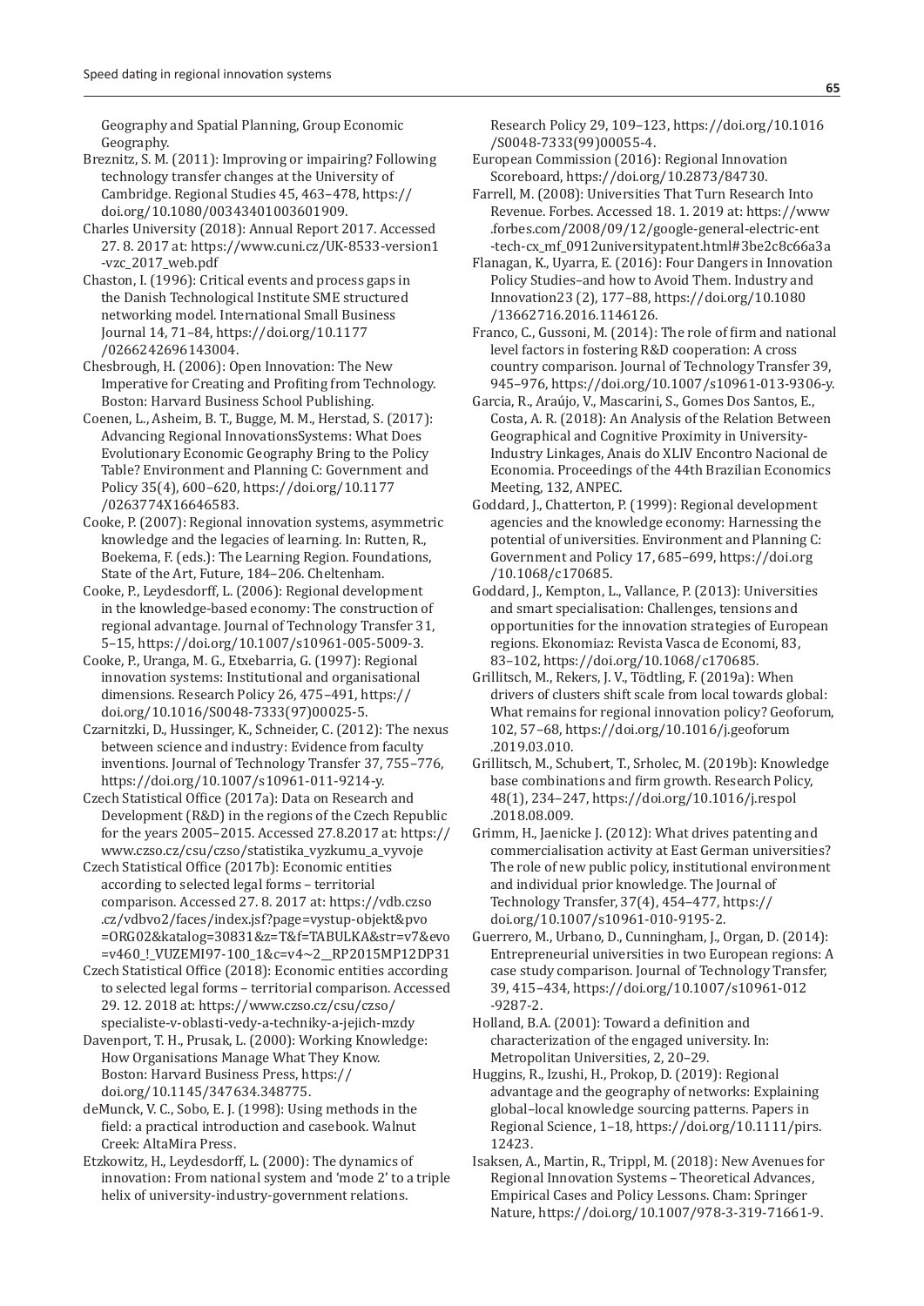Geography and Spatial Planning, Group Economic Geography.

Breznitz, S. M. (2011): Improving or impairing? Following technology transfer changes at the University of Cambridge. Regional Studies 45, 463–478, https://doi.org/10.1080/00343401003601909.

Charles University (2018): Annual Report 2017. Accessed 27. 8. 2017 at: https://www.cuni.cz/UK-8533-version1-vzc_2017_web.pdf

Chaston, I. (1996): Critical events and process gaps in the Danish Technological Institute SME structured networking model. International Small Business Journal 14, 71–84, https://doi.org/10.1177/0266242696143004.

Chesbrough, H. (2006): Open Innovation: The New Imperative for Creating and Profiting from Technology. Boston: Harvard Business School Publishing.

Coenen, L., Asheim, B. T., Bugge, M. M., Herstad, S. (2017): Advancing Regional InnovationsSystems: What Does Evolutionary Economic Geography Bring to the Policy Table? Environment and Planning C: Government and Policy 35(4), 600–620, https://doi.org/10.1177/0263774X16646583.

Cooke, P. (2007): Regional innovation systems, asymmetric knowledge and the legacies of learning. In: Rutten, R., Boekema, F. (eds.): The Learning Region. Foundations, State of the Art, Future, 184–206. Cheltenham.

Cooke, P., Leydesdorff, L. (2006): Regional development in the knowledge-based economy: The construction of regional advantage. Journal of Technology Transfer 31, 5–15, https://doi.org/10.1007/s10961-005-5009-3.

Cooke, P., Uranga, M. G., Etxebarria, G. (1997): Regional innovation systems: Institutional and organisational dimensions. Research Policy 26, 475–491, https://doi.org/10.1016/S0048-7333(97)00025-5.

Czarnitzki, D., Hussinger, K., Schneider, C. (2012): The nexus between science and industry: Evidence from faculty inventions. Journal of Technology Transfer 37, 755–776, https://doi.org/10.1007/s10961-011-9214-y.

Czech Statistical Office (2017a): Data on Research and Development (R&D) in the regions of the Czech Republic for the years 2005–2015. Accessed 27.8.2017 at: https://www.czso.cz/csu/czso/statistika_vyzkumu_a_vyvoje

Czech Statistical Office (2017b): Economic entities according to selected legal forms – territorial comparison. Accessed 27. 8. 2017 at: https://vdb.czso.cz/vdbvo2/faces/index.jsf?page=vystup-objekt&pvo=ORG02&katalog=30831&z=T&f=TABULKA&str=v7&evo=v460_!_VUZEMI97-100_1&c=v4~2__RP2015MP12DP31

Czech Statistical Office (2018): Economic entities according to selected legal forms – territorial comparison. Accessed 29. 12. 2018 at: https://www.czso.cz/csu/czso/specialiste-v-oblasti-vedy-a-techniky-a-jejich-mzdy

Davenport, T. H., Prusak, L. (2000): Working Knowledge: How Organisations Manage What They Know. Boston: Harvard Business Press, https://doi.org/10.1145/347634.348775.

deMunck, V. C., Sobo, E. J. (1998): Using methods in the field: a practical introduction and casebook. Walnut Creek: AltaMira Press.

Etzkowitz, H., Leydesdorff, L. (2000): The dynamics of innovation: From national system and 'mode 2' to a triple helix of university-industry-government relations. Research Policy 29, 109–123, https://doi.org/10.1016/S0048-7333(99)00055-4.

European Commission (2016): Regional Innovation Scoreboard, https://doi.org/10.2873/84730.

Farrell, M. (2008): Universities That Turn Research Into Revenue. Forbes. Accessed 18. 1. 2019 at: https://www.forbes.com/2008/09/12/google-general-electric-ent-tech-cx_mf_0912universitypatent.html#3be2c8c66a3a

Flanagan, K., Uyarra, E. (2016): Four Dangers in Innovation Policy Studies–and how to Avoid Them. Industry and Innovation23 (2), 177–88, https://doi.org/10.1080/13662716.2016.1146126.

Franco, C., Gussoni, M. (2014): The role of firm and national level factors in fostering R&D cooperation: A cross country comparison. Journal of Technology Transfer 39, 945–976, https://doi.org/10.1007/s10961-013-9306-y.

Garcia, R., Araújo, V., Mascarini, S., Gomes Dos Santos, E., Costa, A. R. (2018): An Analysis of the Relation Between Geographical and Cognitive Proximity in University-Industry Linkages, Anais do XLIV Encontro Nacional de Economia. Proceedings of the 44th Brazilian Economics Meeting, 132, ANPEC.

Goddard, J., Chatterton, P. (1999): Regional development agencies and the knowledge economy: Harnessing the potential of universities. Environment and Planning C: Government and Policy 17, 685–699, https://doi.org/10.1068/c170685.

Goddard, J., Kempton, L., Vallance, P. (2013): Universities and smart specialisation: Challenges, tensions and opportunities for the innovation strategies of European regions. Ekonomiaz: Revista Vasca de Economi, 83, 83–102, https://doi.org/10.1068/c170685.

Grillitsch, M., Rekers, J. V., Tödtling, F. (2019a): When drivers of clusters shift scale from local towards global: What remains for regional innovation policy? Geoforum, 102, 57–68, https://doi.org/10.1016/j.geoforum.2019.03.010.

Grillitsch, M., Schubert, T., Srholec, M. (2019b): Knowledge base combinations and firm growth. Research Policy, 48(1), 234–247, https://doi.org/10.1016/j.respol.2018.08.009.

Grimm, H., Jaenicke J. (2012): What drives patenting and commercialisation activity at East German universities? The role of new public policy, institutional environment and individual prior knowledge. The Journal of Technology Transfer, 37(4), 454–477, https://doi.org/10.1007/s10961-010-9195-2.

Guerrero, M., Urbano, D., Cunningham, J., Organ, D. (2014): Entrepreneurial universities in two European regions: A case study comparison. Journal of Technology Transfer, 39, 415–434, https://doi.org/10.1007/s10961-012-9287-2.

Holland, B.A. (2001): Toward a definition and characterization of the engaged university. In: Metropolitan Universities, 2, 20–29.

Huggins, R., Izushi, H., Prokop, D. (2019): Regional advantage and the geography of networks: Explaining global–local knowledge sourcing patterns. Papers in Regional Science, 1–18, https://doi.org/10.1111/pirs.12423.

Isaksen, A., Martin, R., Trippl, M. (2018): New Avenues for Regional Innovation Systems – Theoretical Advances, Empirical Cases and Policy Lessons. Cham: Springer Nature, https://doi.org/10.1007/978-3-319-71661-9.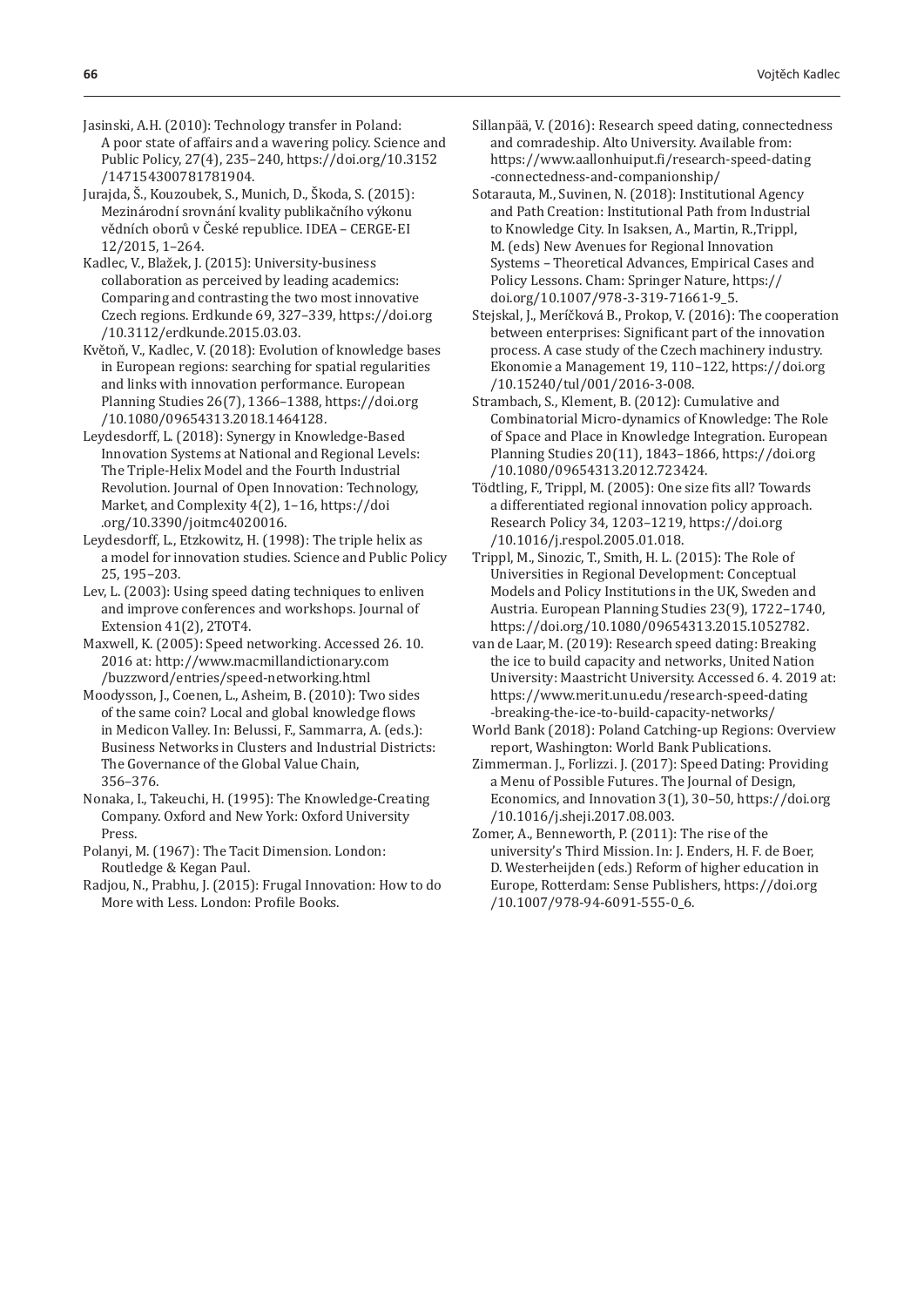Jasinski, A.H. (2010): Technology transfer in Poland: A poor state of affairs and a wavering policy. Science and Public Policy, 27(4), 235–240, https://doi.org/10.3152/147154300781781904.

Jurajda, Š., Kozoubek, S., Munich, D., Škoda, S. (2015): Mezinárodní srovnání kvality publikačního výkonu vědních oborů v České republice. IDEA – CERGE-EI 12/2015, 1–264.

Kadlec, V., Blažek, J. (2015): University-business collaboration as perceived by leading academics: Comparing and contrasting the two most innovative Czech regions. Erdkunde 69, 327–339, https://doi.org/10.3112/erdkunde.2015.03.03.

Květoň, V., Kadlec, V. (2018): Evolution of knowledge bases in European regions: searching for spatial regularities and links with innovation performance. European Planning Studies 26(7), 1366–1388, https://doi.org/10.1080/09654313.2018.1464128.

Leydesdorff, L. (2018): Synergy in Knowledge-Based Innovation Systems at National and Regional Levels: The Triple-Helix Model and the Fourth Industrial Revolution. Journal of Open Innovation: Technology, Market, and Complexity 4(2), 1–16, https://doi.org/10.3390/joitmc4020016.

Leydesdorff, L., Etzkowitz, H. (1998): The triple helix as a model for innovation studies. Science and Public Policy 25, 195–203.

Lev, L. (2003): Using speed dating techniques to enliven and improve conferences and workshops. Journal of Extension 41(2), 2TOT4.

Maxwell, K. (2005): Speed networking. Accessed 26. 10. 2016 at: http://www.macmillandictionary.com/buzzword/entries/speed-networking.html

Moodysson, J., Coenen, L., Asheim, B. (2010): Two sides of the same coin? Local and global knowledge flows in Medicon Valley. In: Belussi, F., Sammarra, A. (eds.): Business Networks in Clusters and Industrial Districts: The Governance of the Global Value Chain, 356–376.

Nonaka, I., Takeuchi, H. (1995): The Knowledge-Creating Company. Oxford and New York: Oxford University Press.

Polanyi, M. (1967): The Tacit Dimension. London: Routledge & Kegan Paul.

Radjou, N., Prabhu, J. (2015): Frugal Innovation: How to do More with Less. London: Profile Books.

Sillanpää, V. (2016): Research speed dating, connectedness and comradeship. Alto University. Available from: https://www.aallonhuiput.fi/research-speed-dating-connectedness-and-companionship/

Sotarauta, M., Suvinen, N. (2018): Institutional Agency and Path Creation: Institutional Path from Industrial to Knowledge City. In Isaksen, A., Martin, R.,Trippl, M. (eds) New Avenues for Regional Innovation Systems – Theoretical Advances, Empirical Cases and Policy Lessons. Cham: Springer Nature, https://doi.org/10.1007/978-3-319-71661-9_5.

Stejskal, J., Meríčková B., Prokop, V. (2016): The cooperation between enterprises: Significant part of the innovation process. A case study of the Czech machinery industry. Ekonomie a Management 19, 110–122, https://doi.org/10.15240/tul/001/2016-3-008.

Strambach, S., Klement, B. (2012): Cumulative and Combinatorial Micro-dynamics of Knowledge: The Role of Space and Place in Knowledge Integration. European Planning Studies 20(11), 1843–1866, https://doi.org/10.1080/09654313.2012.723424.

Tödtling, F., Trippl, M. (2005): One size fits all? Towards a differentiated regional innovation policy approach. Research Policy 34, 1203–1219, https://doi.org/10.1016/j.respol.2005.01.018.

Trippl, M., Sinozic, T., Smith, H. L. (2015): The Role of Universities in Regional Development: Conceptual Models and Policy Institutions in the UK, Sweden and Austria. European Planning Studies 23(9), 1722–1740, https://doi.org/10.1080/09654313.2015.1052782.

van de Laar, M. (2019): Research speed dating: Breaking the ice to build capacity and networks, United Nation University: Maastricht University. Accessed 6. 4. 2019 at: https://www.merit.unu.edu/research-speed-dating-breaking-the-ice-to-build-capacity-networks/

World Bank (2018): Poland Catching-up Regions: Overview report, Washington: World Bank Publications.

Zimmerman. J., Forlizzi. J. (2017): Speed Dating: Providing a Menu of Possible Futures. The Journal of Design, Economics, and Innovation 3(1), 30–50, https://doi.org/10.1016/j.sheji.2017.08.003.

Zomer, A., Benneworth, P. (2011): The rise of the university's Third Mission. In: J. Enders, H. F. de Boer, D. Westerheijden (eds.) Reform of higher education in Europe, Rotterdam: Sense Publishers, https://doi.org/10.1007/978-94-6091-555-0_6.